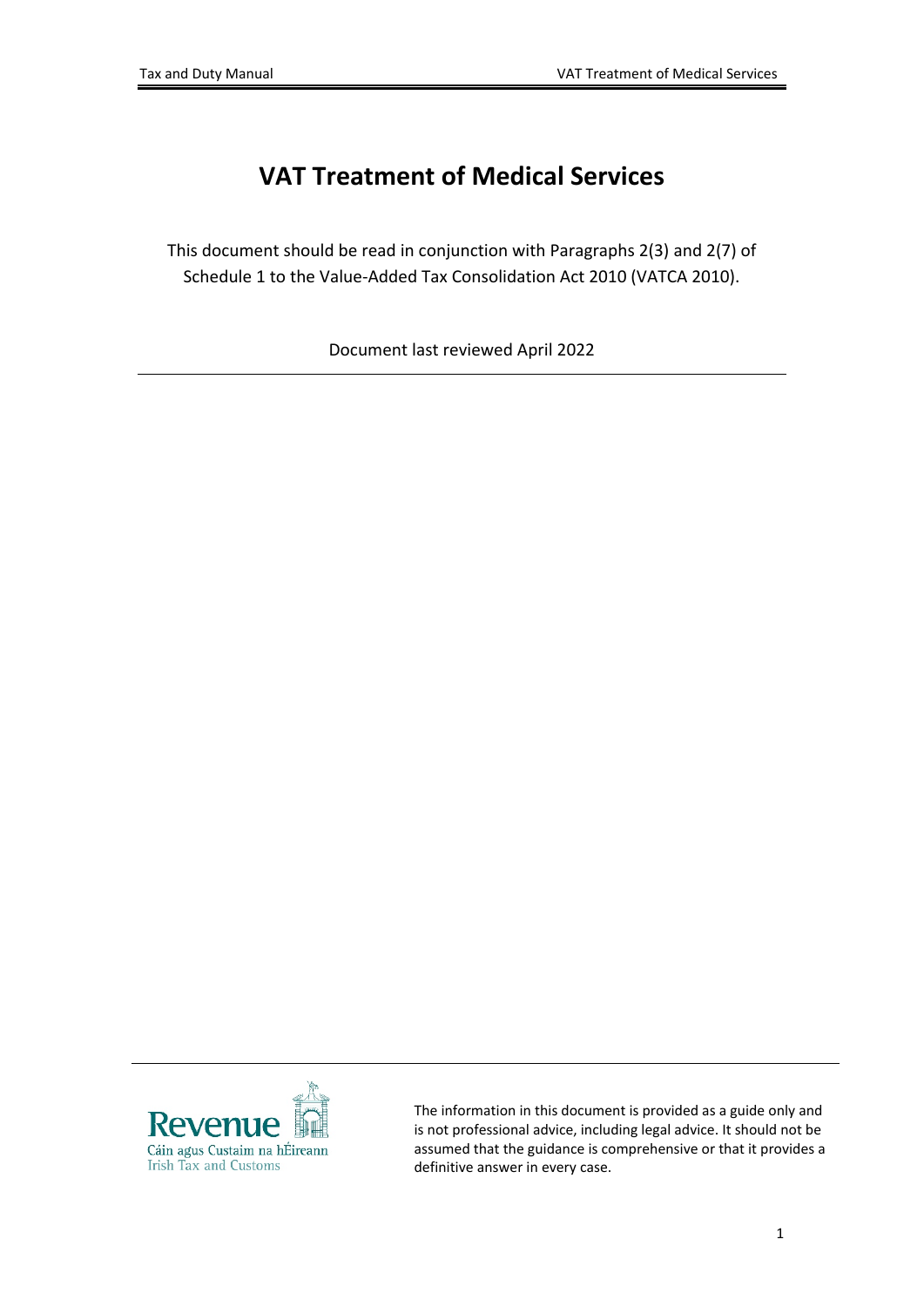# VAT Treatment of Medical Services

This document should be read in conjunction with Paragraphs 2(3) and 2(7) of Schedule 1 to the Value-Added Tax Consolidation Act 2010 (VATCA 2010).

Document last reviewed April 2022

---

The information in this document is provided as a guide only and is not professional advice, including legal advice. It should not be assumed that the guidance is comprehensive or that it provides a definitive answer in every case.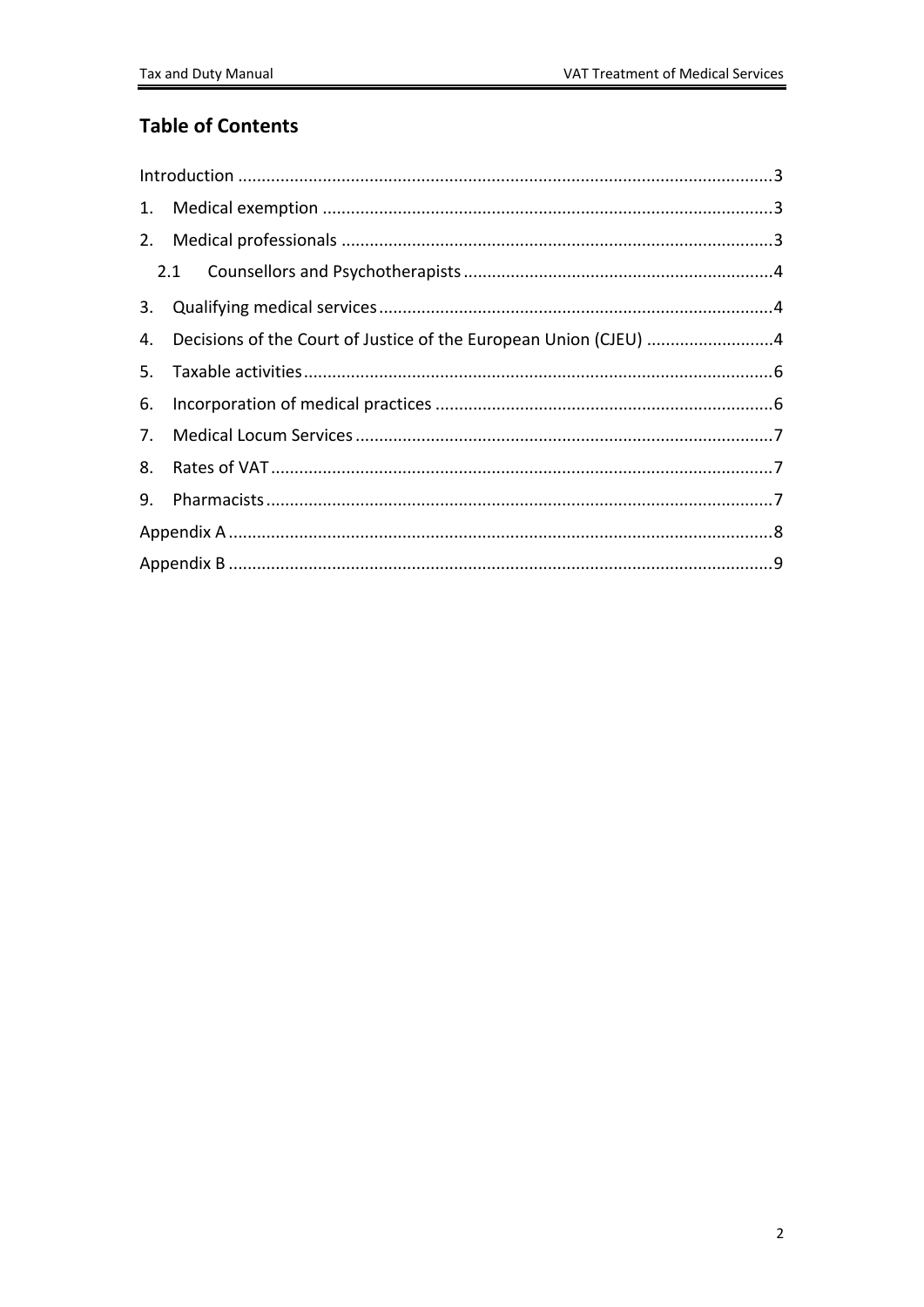## Table of Contents

Introduction ....................................................................................................................3

1. Medical exemption ..................................................................................................3
2. Medical professionals ..............................................................................................3
   - 2.1 Counsellors and Psychotherapists .....................................................................4
3. Qualifying medical services......................................................................................4
4. Decisions of the Court of Justice of the European Union (CJEU) ...........................4
5. Taxable activities......................................................................................................6
6. Incorporation of medical practices ..........................................................................6
7. Medical Locum Services ...........................................................................................7
8. Rates of VAT.............................................................................................................7
9. Pharmacists..............................................................................................................7

Appendix A .....................................................................................................................8

Appendix B .....................................................................................................................9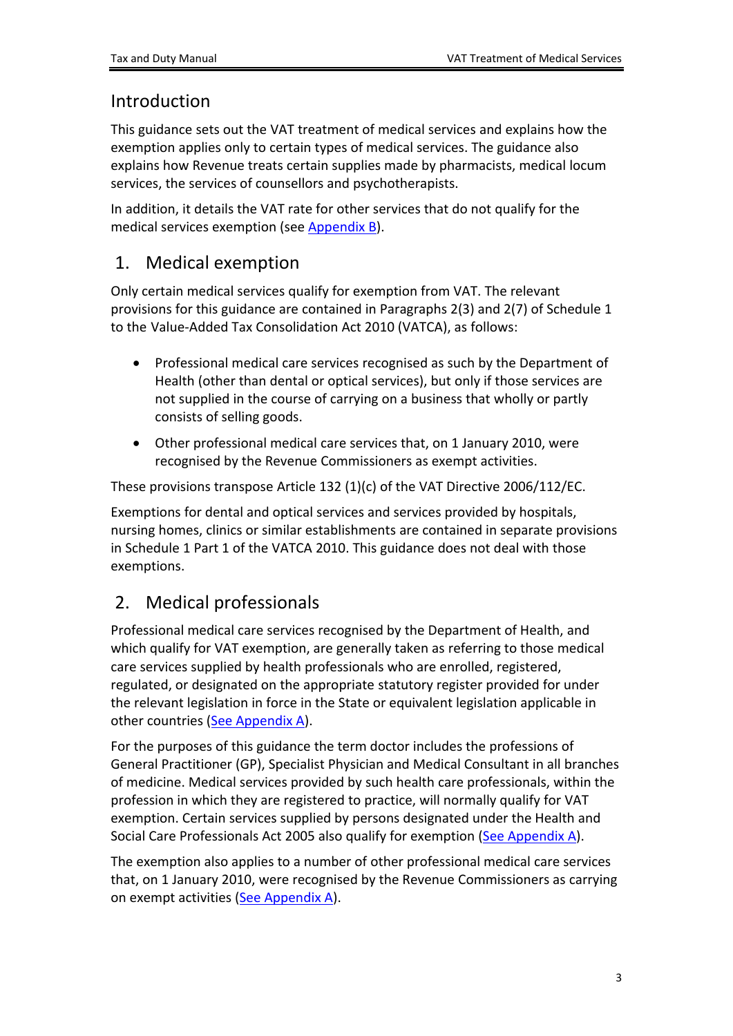## Introduction

This guidance sets out the VAT treatment of medical services and explains how the exemption applies only to certain types of medical services. The guidance also explains how Revenue treats certain supplies made by pharmacists, medical locum services, the services of counsellors and psychotherapists.

In addition, it details the VAT rate for other services that do not qualify for the medical services exemption (see Appendix B).

## 1. Medical exemption

Only certain medical services qualify for exemption from VAT. The relevant provisions for this guidance are contained in Paragraphs 2(3) and 2(7) of Schedule 1 to the Value-Added Tax Consolidation Act 2010 (VATCA), as follows:

- Professional medical care services recognised as such by the Department of Health (other than dental or optical services), but only if those services are not supplied in the course of carrying on a business that wholly or partly consists of selling goods.
- Other professional medical care services that, on 1 January 2010, were recognised by the Revenue Commissioners as exempt activities.

These provisions transpose Article 132 (1)(c) of the VAT Directive 2006/112/EC.

Exemptions for dental and optical services and services provided by hospitals, nursing homes, clinics or similar establishments are contained in separate provisions in Schedule 1 Part 1 of the VATCA 2010. This guidance does not deal with those exemptions.

## 2. Medical professionals

Professional medical care services recognised by the Department of Health, and which qualify for VAT exemption, are generally taken as referring to those medical care services supplied by health professionals who are enrolled, registered, regulated, or designated on the appropriate statutory register provided for under the relevant legislation in force in the State or equivalent legislation applicable in other countries (See Appendix A).

For the purposes of this guidance the term doctor includes the professions of General Practitioner (GP), Specialist Physician and Medical Consultant in all branches of medicine. Medical services provided by such health care professionals, within the profession in which they are registered to practice, will normally qualify for VAT exemption. Certain services supplied by persons designated under the Health and Social Care Professionals Act 2005 also qualify for exemption (See Appendix A).

The exemption also applies to a number of other professional medical care services that, on 1 January 2010, were recognised by the Revenue Commissioners as carrying on exempt activities (See Appendix A).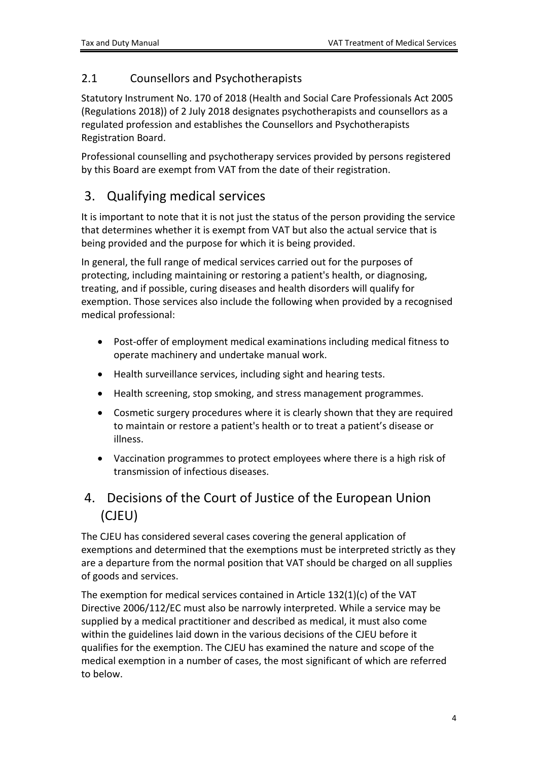### 2.1 Counsellors and Psychotherapists

Statutory Instrument No. 170 of 2018 (Health and Social Care Professionals Act 2005 (Regulations 2018)) of 2 July 2018 designates psychotherapists and counsellors as a regulated profession and establishes the Counsellors and Psychotherapists Registration Board.

Professional counselling and psychotherapy services provided by persons registered by this Board are exempt from VAT from the date of their registration.

## 3. Qualifying medical services

It is important to note that it is not just the status of the person providing the service that determines whether it is exempt from VAT but also the actual service that is being provided and the purpose for which it is being provided.

In general, the full range of medical services carried out for the purposes of protecting, including maintaining or restoring a patient's health, or diagnosing, treating, and if possible, curing diseases and health disorders will qualify for exemption. Those services also include the following when provided by a recognised medical professional:

- Post-offer of employment medical examinations including medical fitness to operate machinery and undertake manual work.
- Health surveillance services, including sight and hearing tests.
- Health screening, stop smoking, and stress management programmes.
- Cosmetic surgery procedures where it is clearly shown that they are required to maintain or restore a patient's health or to treat a patient's disease or illness.
- Vaccination programmes to protect employees where there is a high risk of transmission of infectious diseases.

## 4. Decisions of the Court of Justice of the European Union (CJEU)

The CJEU has considered several cases covering the general application of exemptions and determined that the exemptions must be interpreted strictly as they are a departure from the normal position that VAT should be charged on all supplies of goods and services.

The exemption for medical services contained in Article 132(1)(c) of the VAT Directive 2006/112/EC must also be narrowly interpreted. While a service may be supplied by a medical practitioner and described as medical, it must also come within the guidelines laid down in the various decisions of the CJEU before it qualifies for the exemption. The CJEU has examined the nature and scope of the medical exemption in a number of cases, the most significant of which are referred to below.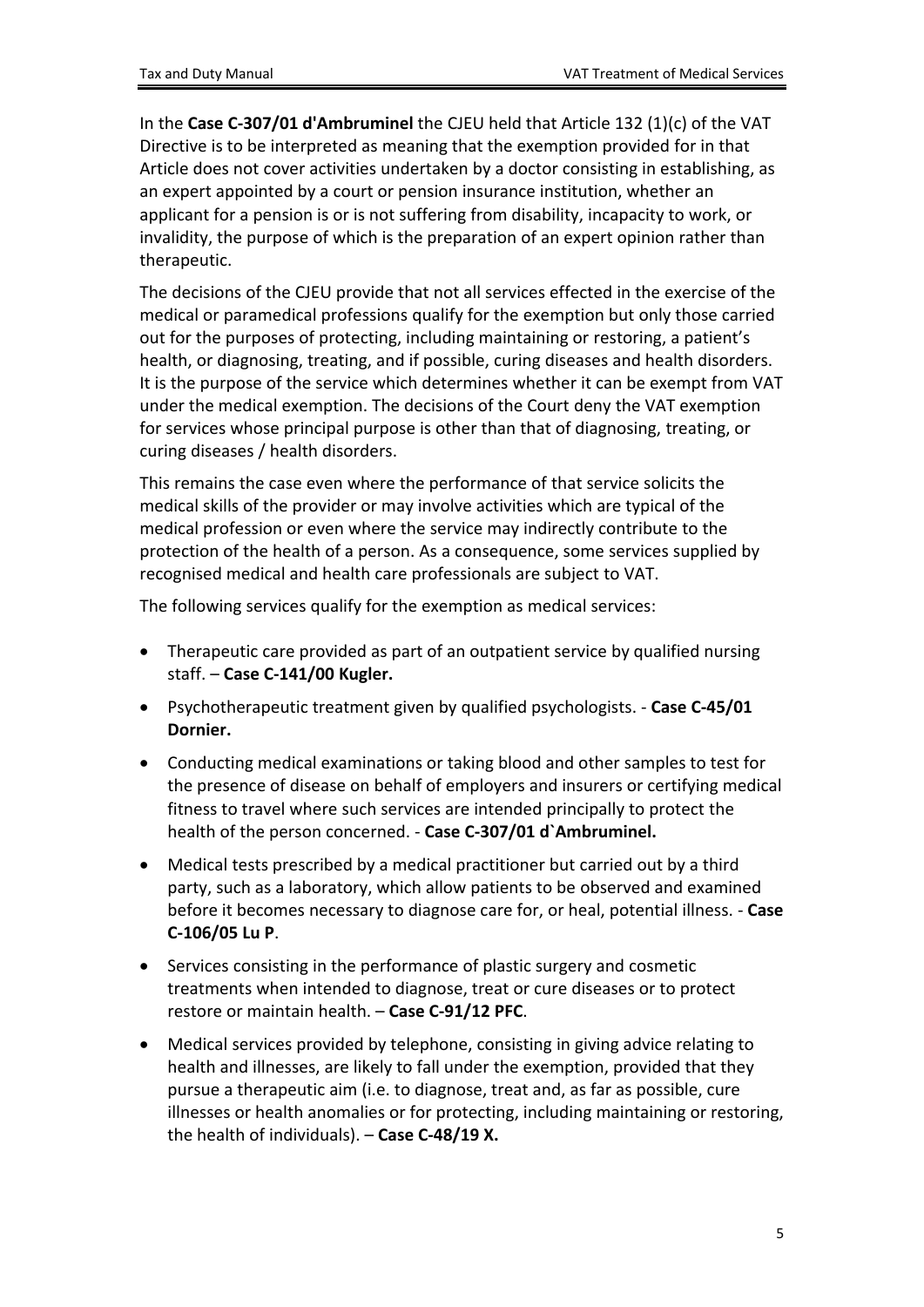In the **Case C-307/01 d'Ambruminel** the CJEU held that Article 132 (1)(c) of the VAT Directive is to be interpreted as meaning that the exemption provided for in that Article does not cover activities undertaken by a doctor consisting in establishing, as an expert appointed by a court or pension insurance institution, whether an applicant for a pension is or is not suffering from disability, incapacity to work, or invalidity, the purpose of which is the preparation of an expert opinion rather than therapeutic.

The decisions of the CJEU provide that not all services effected in the exercise of the medical or paramedical professions qualify for the exemption but only those carried out for the purposes of protecting, including maintaining or restoring, a patient's health, or diagnosing, treating, and if possible, curing diseases and health disorders. It is the purpose of the service which determines whether it can be exempt from VAT under the medical exemption. The decisions of the Court deny the VAT exemption for services whose principal purpose is other than that of diagnosing, treating, or curing diseases / health disorders.

This remains the case even where the performance of that service solicits the medical skills of the provider or may involve activities which are typical of the medical profession or even where the service may indirectly contribute to the protection of the health of a person. As a consequence, some services supplied by recognised medical and health care professionals are subject to VAT.

The following services qualify for the exemption as medical services:

- Therapeutic care provided as part of an outpatient service by qualified nursing staff. – **Case C-141/00 Kugler.**
- Psychotherapeutic treatment given by qualified psychologists. - **Case C-45/01 Dornier.**
- Conducting medical examinations or taking blood and other samples to test for the presence of disease on behalf of employers and insurers or certifying medical fitness to travel where such services are intended principally to protect the health of the person concerned. - **Case C-307/01 d`Ambruminel.**
- Medical tests prescribed by a medical practitioner but carried out by a third party, such as a laboratory, which allow patients to be observed and examined before it becomes necessary to diagnose care for, or heal, potential illness. - **Case C-106/05 Lu P**.
- Services consisting in the performance of plastic surgery and cosmetic treatments when intended to diagnose, treat or cure diseases or to protect restore or maintain health. – **Case C-91/12 PFC**.
- Medical services provided by telephone, consisting in giving advice relating to health and illnesses, are likely to fall under the exemption, provided that they pursue a therapeutic aim (i.e. to diagnose, treat and, as far as possible, cure illnesses or health anomalies or for protecting, including maintaining or restoring, the health of individuals). – **Case C-48/19 X.**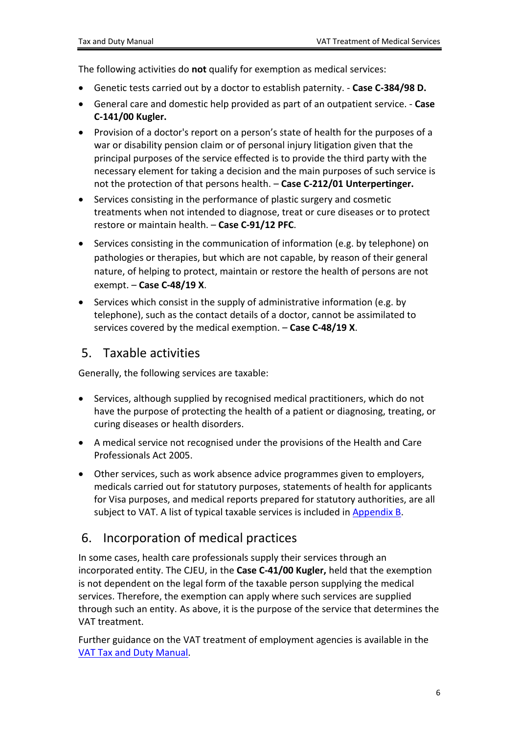The following activities do **not** qualify for exemption as medical services:

- Genetic tests carried out by a doctor to establish paternity. - **Case C-384/98 D.**
- General care and domestic help provided as part of an outpatient service. - **Case C-141/00 Kugler.**
- Provision of a doctor's report on a person's state of health for the purposes of a war or disability pension claim or of personal injury litigation given that the principal purposes of the service effected is to provide the third party with the necessary element for taking a decision and the main purposes of such service is not the protection of that persons health. – **Case C-212/01 Unterpertinger.**
- Services consisting in the performance of plastic surgery and cosmetic treatments when not intended to diagnose, treat or cure diseases or to protect restore or maintain health. – **Case C-91/12 PFC**.
- Services consisting in the communication of information (e.g. by telephone) on pathologies or therapies, but which are not capable, by reason of their general nature, of helping to protect, maintain or restore the health of persons are not exempt. – **Case C-48/19 X**.
- Services which consist in the supply of administrative information (e.g. by telephone), such as the contact details of a doctor, cannot be assimilated to services covered by the medical exemption. – **Case C-48/19 X**.

## 5. Taxable activities

Generally, the following services are taxable:

- Services, although supplied by recognised medical practitioners, which do not have the purpose of protecting the health of a patient or diagnosing, treating, or curing diseases or health disorders.
- A medical service not recognised under the provisions of the Health and Care Professionals Act 2005.
- Other services, such as work absence advice programmes given to employers, medicals carried out for statutory purposes, statements of health for applicants for Visa purposes, and medical reports prepared for statutory authorities, are all subject to VAT. A list of typical taxable services is included in Appendix B.

## 6. Incorporation of medical practices

In some cases, health care professionals supply their services through an incorporated entity. The CJEU, in the **Case C-41/00 Kugler,** held that the exemption is not dependent on the legal form of the taxable person supplying the medical services. Therefore, the exemption can apply where such services are supplied through such an entity. As above, it is the purpose of the service that determines the VAT treatment.

Further guidance on the VAT treatment of employment agencies is available in the VAT Tax and Duty Manual.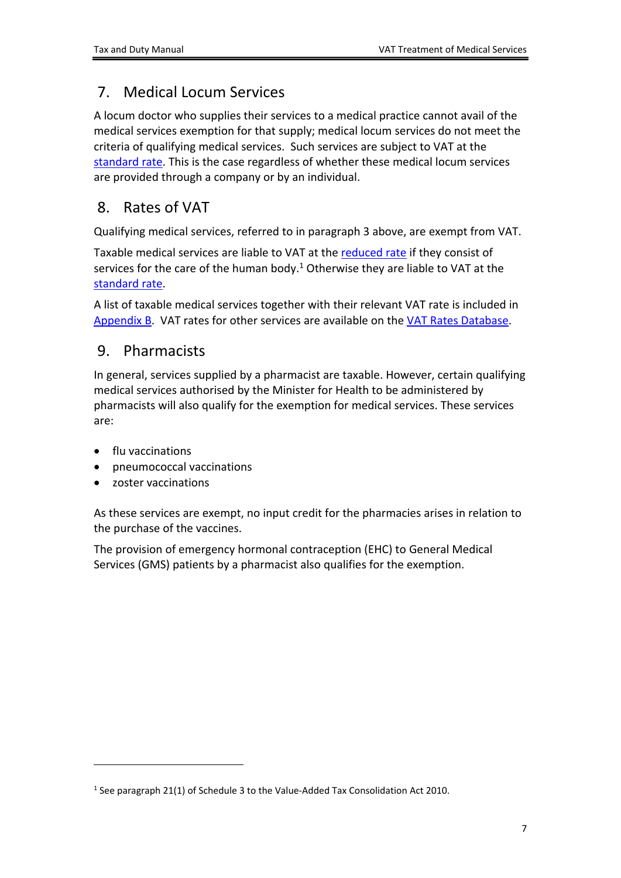## 7. Medical Locum Services

A locum doctor who supplies their services to a medical practice cannot avail of the medical services exemption for that supply; medical locum services do not meet the criteria of qualifying medical services. Such services are subject to VAT at the standard rate. This is the case regardless of whether these medical locum services are provided through a company or by an individual.

## 8. Rates of VAT

Qualifying medical services, referred to in paragraph 3 above, are exempt from VAT.

Taxable medical services are liable to VAT at the reduced rate if they consist of services for the care of the human body.[1] Otherwise they are liable to VAT at the standard rate.

A list of taxable medical services together with their relevant VAT rate is included in Appendix B. VAT rates for other services are available on the VAT Rates Database.

## 9. Pharmacists

In general, services supplied by a pharmacist are taxable. However, certain qualifying medical services authorised by the Minister for Health to be administered by pharmacists will also qualify for the exemption for medical services. These services are:

- flu vaccinations
- pneumococcal vaccinations
- zoster vaccinations

As these services are exempt, no input credit for the pharmacies arises in relation to the purchase of the vaccines.

The provision of emergency hormonal contraception (EHC) to General Medical Services (GMS) patients by a pharmacist also qualifies for the exemption.

---

[1] See paragraph 21(1) of Schedule 3 to the Value-Added Tax Consolidation Act 2010.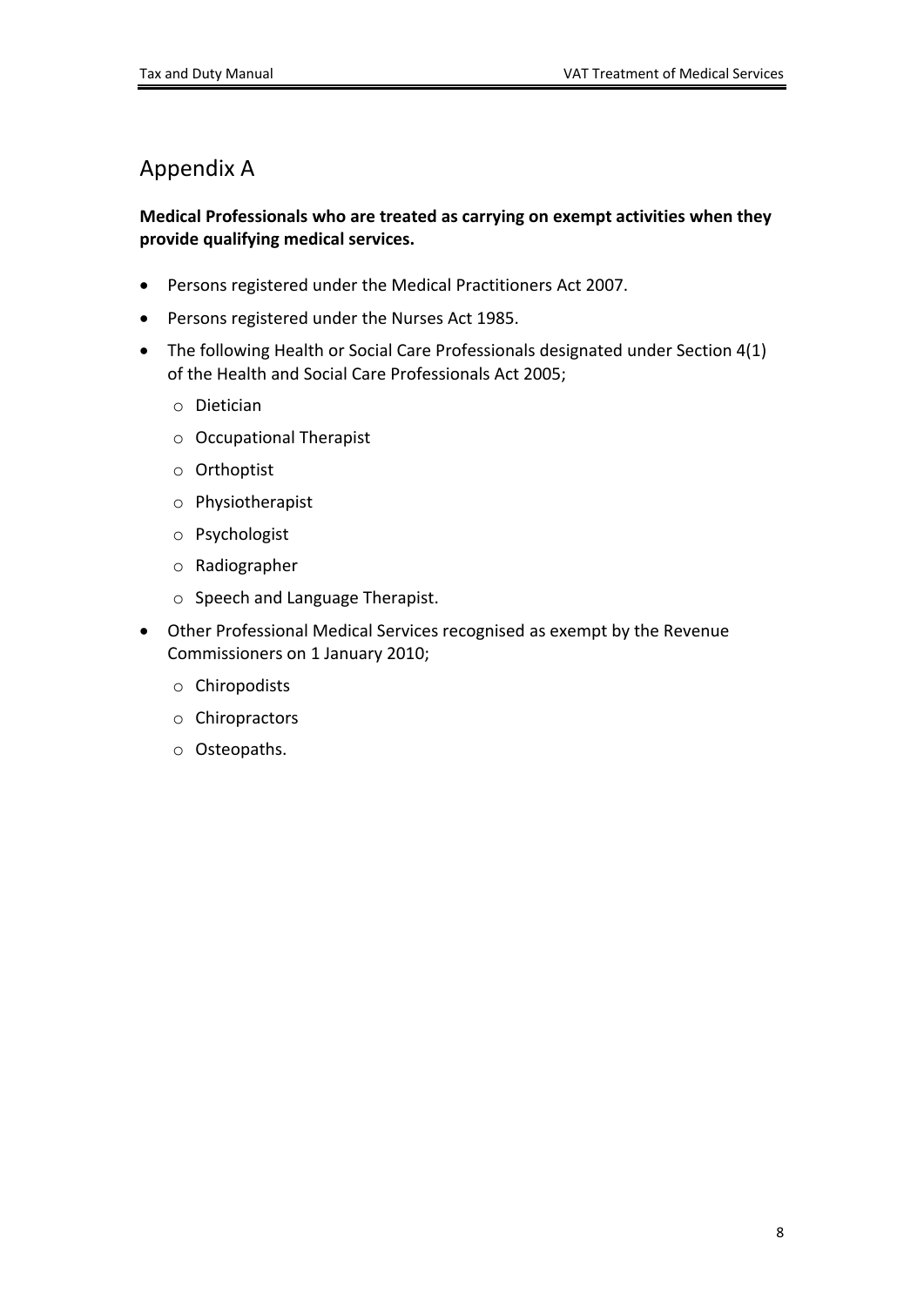# Appendix A

**Medical Professionals who are treated as carrying on exempt activities when they provide qualifying medical services.**

- Persons registered under the Medical Practitioners Act 2007.
- Persons registered under the Nurses Act 1985.
- The following Health or Social Care Professionals designated under Section 4(1) of the Health and Social Care Professionals Act 2005;
  - Dietician
  - Occupational Therapist
  - Orthoptist
  - Physiotherapist
  - Psychologist
  - Radiographer
  - Speech and Language Therapist.
- Other Professional Medical Services recognised as exempt by the Revenue Commissioners on 1 January 2010;
  - Chiropodists
  - Chiropractors
  - Osteopaths.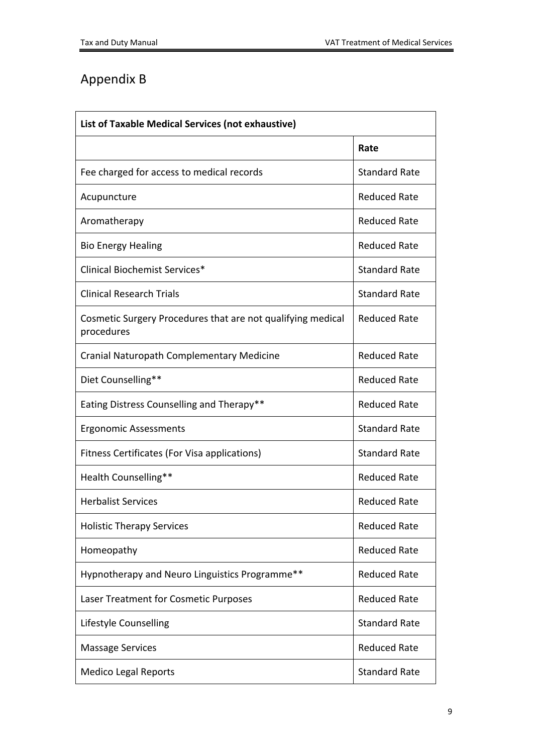## Appendix B

| List of Taxable Medical Services (not exhaustive) | |
|---|---|
| | **Rate** |
| Fee charged for access to medical records | Standard Rate |
| Acupuncture | Reduced Rate |
| Aromatherapy | Reduced Rate |
| Bio Energy Healing | Reduced Rate |
| Clinical Biochemist Services* | Standard Rate |
| Clinical Research Trials | Standard Rate |
| Cosmetic Surgery Procedures that are not qualifying medical procedures | Reduced Rate |
| Cranial Naturopath Complementary Medicine | Reduced Rate |
| Diet Counselling** | Reduced Rate |
| Eating Distress Counselling and Therapy** | Reduced Rate |
| Ergonomic Assessments | Standard Rate |
| Fitness Certificates (For Visa applications) | Standard Rate |
| Health Counselling** | Reduced Rate |
| Herbalist Services | Reduced Rate |
| Holistic Therapy Services | Reduced Rate |
| Homeopathy | Reduced Rate |
| Hypnotherapy and Neuro Linguistics Programme** | Reduced Rate |
| Laser Treatment for Cosmetic Purposes | Reduced Rate |
| Lifestyle Counselling | Standard Rate |
| Massage Services | Reduced Rate |
| Medico Legal Reports | Standard Rate |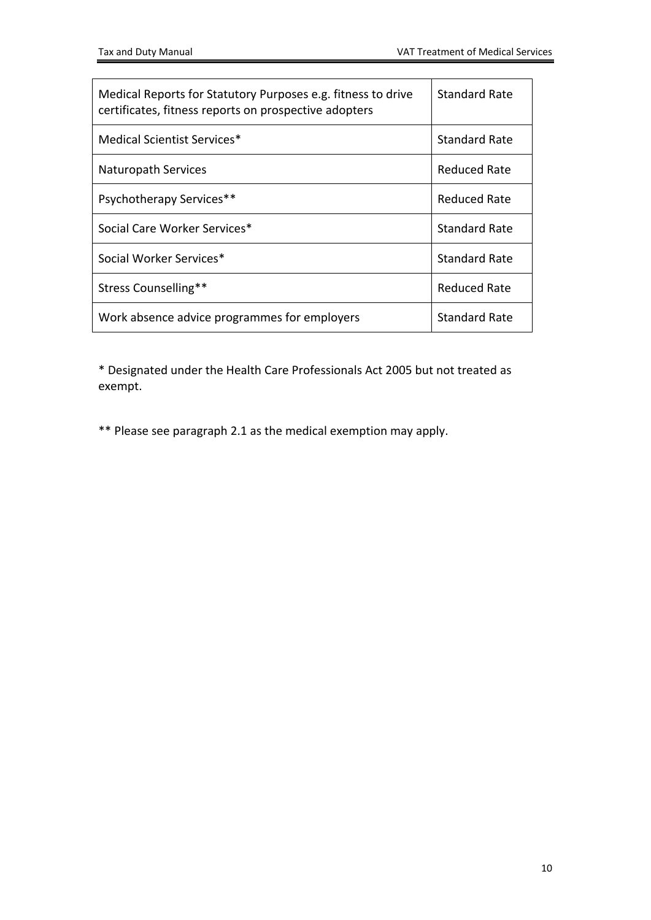| | |
|---|---|
| Medical Reports for Statutory Purposes e.g. fitness to drive certificates, fitness reports on prospective adopters | Standard Rate |
| Medical Scientist Services* | Standard Rate |
| Naturopath Services | Reduced Rate |
| Psychotherapy Services** | Reduced Rate |
| Social Care Worker Services* | Standard Rate |
| Social Worker Services* | Standard Rate |
| Stress Counselling** | Reduced Rate |
| Work absence advice programmes for employers | Standard Rate |

* Designated under the Health Care Professionals Act 2005 but not treated as exempt.

** Please see paragraph 2.1 as the medical exemption may apply.